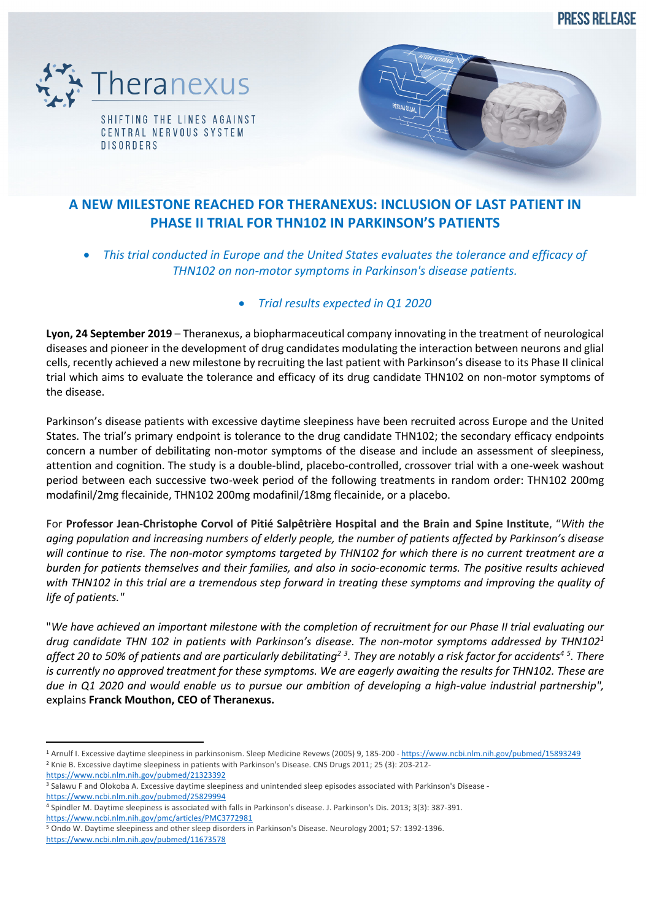PRESS RELEASE

Theranexus

SHIFTING THE LINES AGAINST CENTRAL NERVOUS SYSTEM DISORDERS

# A NEW MILESTONE REACHED FOR THERANEXUS: INCLUSION OF LAST PATIENT IN PHASE II TRIAL FOR THN102 IN PARKINSON'S PATIENTS

- *This trial conducted in Europe and the United States evaluates the tolerance and efficacy of THN102 on non-motor symptoms in Parkinson's disease patients.*
- *Trial results expected in Q1 2020*

**Lyon, 24 September 2019** – Theranexus, a biopharmaceutical company innovating in the treatment of neurological diseases and pioneer in the development of drug candidates modulating the interaction between neurons and glial cells, recently achieved a new milestone by recruiting the last patient with Parkinson's disease to its Phase II clinical trial which aims to evaluate the tolerance and efficacy of its drug candidate THN102 on non-motor symptoms of the disease.

Parkinson's disease patients with excessive daytime sleepiness have been recruited across Europe and the United States. The trial's primary endpoint is tolerance to the drug candidate THN102; the secondary efficacy endpoints concern a number of debilitating non-motor symptoms of the disease and include an assessment of sleepiness, attention and cognition. The study is a double-blind, placebo-controlled, crossover trial with a one-week washout period between each successive two-week period of the following treatments in random order: THN102 200mg modafinil/2mg flecainide, THN102 200mg modafinil/18mg flecainide, or a placebo.

For **Professor Jean-Christophe Corvol of Pitié Salpêtrière Hospital and the Brain and Spine Institute**, "*With the aging population and increasing numbers of elderly people, the number of patients affected by Parkinson's disease will continue to rise. The non-motor symptoms targeted by THN102 for which there is no current treatment are a burden for patients themselves and their families, and also in socio-economic terms. The positive results achieved with THN102 in this trial are a tremendous step forward in treating these symptoms and improving the quality of life of patients."*

"*We have achieved an important milestone with the completion of recruitment for our Phase II trial evaluating our drug candidate THN 102 in patients with Parkinson's disease. The non-motor symptoms addressed by THN102*[1] *affect 20 to 50% of patients and are particularly debilitating*[2] [3]*. They are notably a risk factor for accidents*[4] [5]*. There is currently no approved treatment for these symptoms. We are eagerly awaiting the results for THN102. These are due in Q1 2020 and would enable us to pursue our ambition of developing a high-value industrial partnership",* explains **Franck Mouthon, CEO of Theranexus.**

---

[1] Arnulf I. Excessive daytime sleepiness in parkinsonism. Sleep Medicine Revews (2005) 9, 185-200 - https://www.ncbi.nlm.nih.gov/pubmed/15893249

[2] Knie B. Excessive daytime sleepiness in patients with Parkinson's Disease. CNS Drugs 2011; 25 (3): 203-212- https://www.ncbi.nlm.nih.gov/pubmed/21323392

[3] Salawu F and Olokoba A. Excessive daytime sleepiness and unintended sleep episodes associated with Parkinson's Disease - https://www.ncbi.nlm.nih.gov/pubmed/25829994

[4] Spindler M. Daytime sleepiness is associated with falls in Parkinson's disease. J. Parkinson's Dis. 2013; 3(3): 387-391. https://www.ncbi.nlm.nih.gov/pmc/articles/PMC3772981

[5] Ondo W. Daytime sleepiness and other sleep disorders in Parkinson's Disease. Neurology 2001; 57: 1392-1396. https://www.ncbi.nlm.nih.gov/pubmed/11673578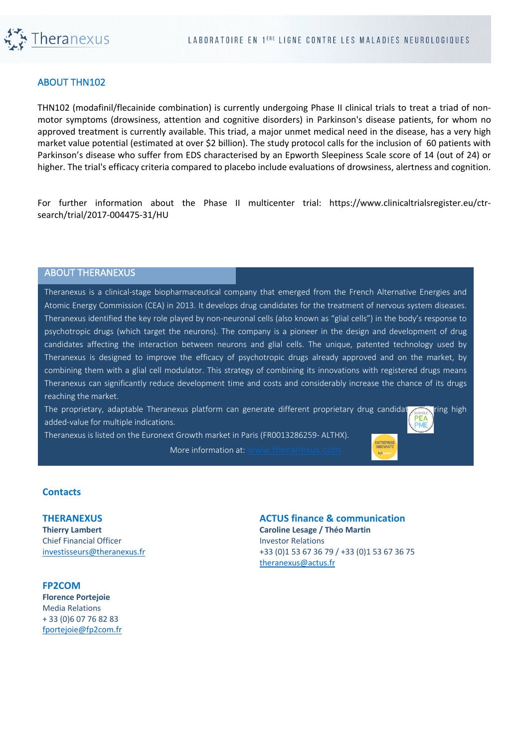## ABOUT THN102

THN102 (modafinil/flecainide combination) is currently undergoing Phase II clinical trials to treat a triad of non-motor symptoms (drowsiness, attention and cognitive disorders) in Parkinson's disease patients, for whom no approved treatment is currently available. This triad, a major unmet medical need in the disease, has a very high market value potential (estimated at over $2 billion). The study protocol calls for the inclusion of 60 patients with Parkinson's disease who suffer from EDS characterised by an Epworth Sleepiness Scale score of 14 (out of 24) or higher. The trial's efficacy criteria compared to placebo include evaluations of drowsiness, alertness and cognition.

For further information about the Phase II multicenter trial: https://www.clinicaltrialsregister.eu/ctr-search/trial/2017-004475-31/HU

## ABOUT THERANEXUS

Theranexus is a clinical-stage biopharmaceutical company that emerged from the French Alternative Energies and Atomic Energy Commission (CEA) in 2013. It develops drug candidates for the treatment of nervous system diseases. Theranexus identified the key role played by non-neuronal cells (also known as "glial cells") in the body's response to psychotropic drugs (which target the neurons). The company is a pioneer in the design and development of drug candidates affecting the interaction between neurons and glial cells. The unique, patented technology used by Theranexus is designed to improve the efficacy of psychotropic drugs already approved and on the market, by combining them with a glial cell modulator. This strategy of combining its innovations with registered drugs means Theranexus can significantly reduce development time and costs and considerably increase the chance of its drugs reaching the market.

The proprietary, adaptable Theranexus platform can generate different proprietary drug candidates offering high added-value for multiple indications.

Theranexus is listed on the Euronext Growth market in Paris (FR0013286259- ALTHX).

More information at: www.theranexus.com

## Contacts

**THERANEXUS**
**Thierry Lambert**
Chief Financial Officer
investisseurs@theranexus.fr

**ACTUS finance & communication**
**Caroline Lesage / Théo Martin**
Investor Relations
+33 (0)1 53 67 36 79 / +33 (0)1 53 67 36 75
theranexus@actus.fr

**FP2COM**
**Florence Portejoie**
Media Relations
+ 33 (0)6 07 76 82 83
fportejoie@fp2com.fr